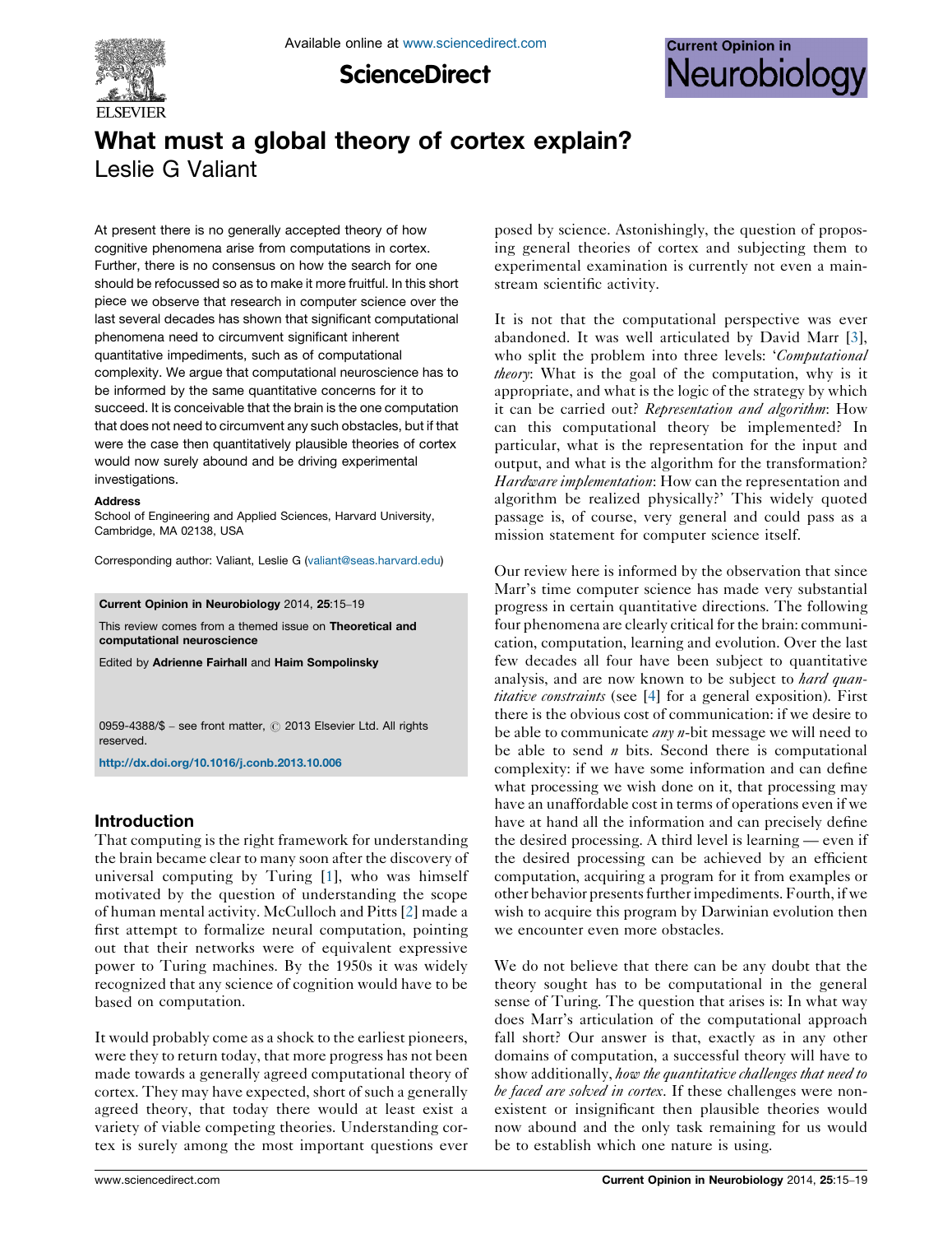# What must a global theory of cortex explain?

Leslie G Valiant

At present there is no generally accepted theory of how cognitive phenomena arise from computations in cortex. Further, there is no consensus on how the search for one should be refocussed so as to make it more fruitful. In this short piece we observe that research in computer science over the last several decades has shown that significant computational phenomena need to circumvent significant inherent quantitative impediments, such as of computational complexity. We argue that computational neuroscience has to be informed by the same quantitative concerns for it to succeed. It is conceivable that the brain is the one computation that does not need to circumvent any such obstacles, but if that were the case then quantitatively plausible theories of cortex would now surely abound and be driving experimental investigations.

**Address**

School of Engineering and Applied Sciences, Harvard University, Cambridge, MA 02138, USA

Corresponding author: Valiant, Leslie G (valiant@seas.harvard.edu)

**Current Opinion in Neurobiology** 2014, **25**:15–19

This review comes from a themed issue on **Theoretical and computational neuroscience**

Edited by **Adrienne Fairhall** and **Haim Sompolinsky**

0959-4388/$ – see front matter, © 2013 Elsevier Ltd. All rights reserved.

http://dx.doi.org/10.1016/j.conb.2013.10.006

## Introduction

That computing is the right framework for understanding the brain became clear to many soon after the discovery of universal computing by Turing [1], who was himself motivated by the question of understanding the scope of human mental activity. McCulloch and Pitts [2] made a first attempt to formalize neural computation, pointing out that their networks were of equivalent expressive power to Turing machines. By the 1950s it was widely recognized that any science of cognition would have to be based on computation.

It would probably come as a shock to the earliest pioneers, were they to return today, that more progress has not been made towards a generally agreed computational theory of cortex. They may have expected, short of such a generally agreed theory, that today there would at least exist a variety of viable competing theories. Understanding cortex is surely among the most important questions ever posed by science. Astonishingly, the question of proposing general theories of cortex and subjecting them to experimental examination is currently not even a mainstream scientific activity.

It is not that the computational perspective was ever abandoned. It was well articulated by David Marr [3], who split the problem into three levels: '*Computational theory*: What is the goal of the computation, why is it appropriate, and what is the logic of the strategy by which it can be carried out? *Representation and algorithm*: How can this computational theory be implemented? In particular, what is the representation for the input and output, and what is the algorithm for the transformation? *Hardware implementation*: How can the representation and algorithm be realized physically?' This widely quoted passage is, of course, very general and could pass as a mission statement for computer science itself.

Our review here is informed by the observation that since Marr's time computer science has made very substantial progress in certain quantitative directions. The following four phenomena are clearly critical for the brain: communication, computation, learning and evolution. Over the last few decades all four have been subject to quantitative analysis, and are now known to be subject to *hard quantitative constraints* (see [4] for a general exposition). First there is the obvious cost of communication: if we desire to be able to communicate *any* $n$-bit message we will need to be able to send $n$ bits. Second there is computational complexity: if we have some information and can define what processing we wish done on it, that processing may have an unaffordable cost in terms of operations even if we have at hand all the information and can precisely define the desired processing. A third level is learning — even if the desired processing can be achieved by an efficient computation, acquiring a program for it from examples or other behavior presents further impediments. Fourth, if we wish to acquire this program by Darwinian evolution then we encounter even more obstacles.

We do not believe that there can be any doubt that the theory sought has to be computational in the general sense of Turing. The question that arises is: In what way does Marr's articulation of the computational approach fall short? Our answer is that, exactly as in any other domains of computation, a successful theory will have to show additionally, *how the quantitative challenges that need to be faced are solved in cortex*. If these challenges were nonexistent or insignificant then plausible theories would now abound and the only task remaining for us would be to establish which one nature is using.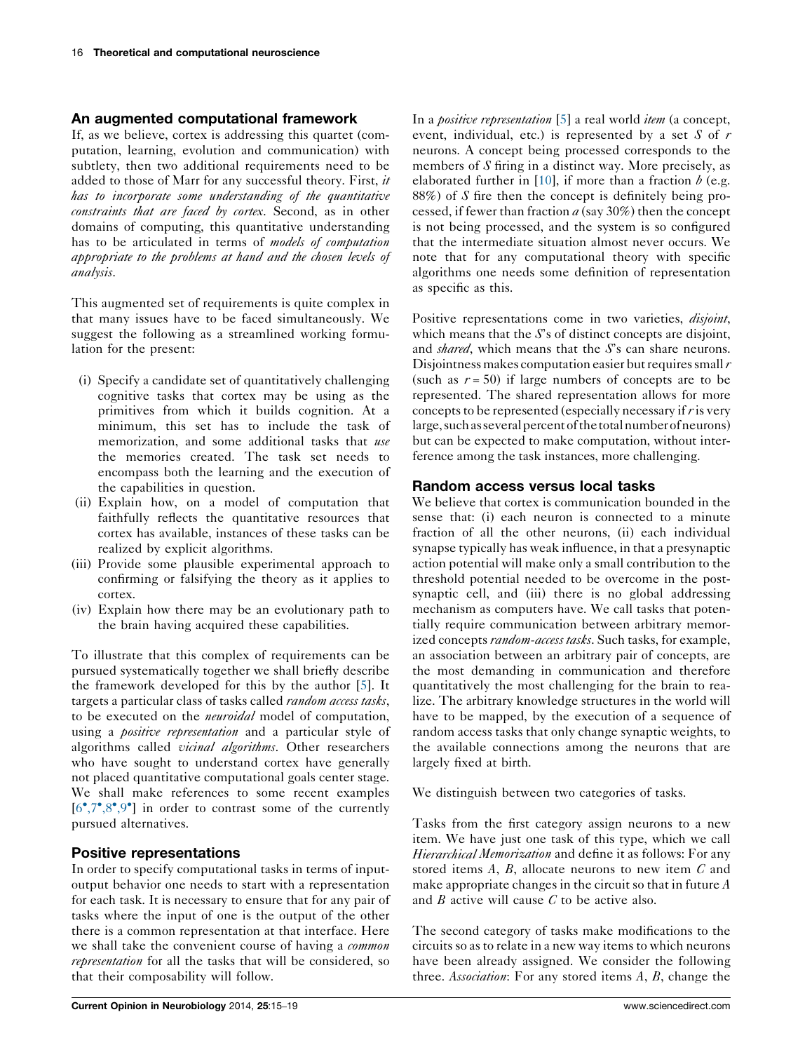## An augmented computational framework

If, as we believe, cortex is addressing this quartet (computation, learning, evolution and communication) with subtlety, then two additional requirements need to be added to those of Marr for any successful theory. First, *it has to incorporate some understanding of the quantitative constraints that are faced by cortex*. Second, as in other domains of computing, this quantitative understanding has to be articulated in terms of *models of computation appropriate to the problems at hand and the chosen levels of analysis*.

This augmented set of requirements is quite complex in that many issues have to be faced simultaneously. We suggest the following as a streamlined working formulation for the present:

(i) Specify a candidate set of quantitatively challenging cognitive tasks that cortex may be using as the primitives from which it builds cognition. At a minimum, this set has to include the task of memorization, and some additional tasks that *use* the memories created. The task set needs to encompass both the learning and the execution of the capabilities in question.
(ii) Explain how, on a model of computation that faithfully reflects the quantitative resources that cortex has available, instances of these tasks can be realized by explicit algorithms.
(iii) Provide some plausible experimental approach to confirming or falsifying the theory as it applies to cortex.
(iv) Explain how there may be an evolutionary path to the brain having acquired these capabilities.

To illustrate that this complex of requirements can be pursued systematically together we shall briefly describe the framework developed for this by the author [5]. It targets a particular class of tasks called *random access tasks*, to be executed on the *neuroidal* model of computation, using a *positive representation* and a particular style of algorithms called *vicinal algorithms*. Other researchers who have sought to understand cortex have generally not placed quantitative computational goals center stage. We shall make references to some recent examples [6•,7•,8•,9•] in order to contrast some of the currently pursued alternatives.

## Positive representations

In order to specify computational tasks in terms of input-output behavior one needs to start with a representation for each task. It is necessary to ensure that for any pair of tasks where the input of one is the output of the other there is a common representation at that interface. Here we shall take the convenient course of having a *common representation* for all the tasks that will be considered, so that their composability will follow.

In a *positive representation* [5] a real world *item* (a concept, event, individual, etc.) is represented by a set $S$ of $r$ neurons. A concept being processed corresponds to the members of $S$ firing in a distinct way. More precisely, as elaborated further in [10], if more than a fraction $b$ (e.g. 88%) of $S$ fire then the concept is definitely being processed, if fewer than fraction $a$ (say 30%) then the concept is not being processed, and the system is so configured that the intermediate situation almost never occurs. We note that for any computational theory with specific algorithms one needs some definition of representation as specific as this.

Positive representations come in two varieties, *disjoint*, which means that the $S$'s of distinct concepts are disjoint, and *shared*, which means that the $S$'s can share neurons. Disjointness makes computation easier but requires small $r$ (such as $r = 50$) if large numbers of concepts are to be represented. The shared representation allows for more concepts to be represented (especially necessary if $r$ is very large, such as several percent of the total number of neurons) but can be expected to make computation, without interference among the task instances, more challenging.

## Random access versus local tasks

We believe that cortex is communication bounded in the sense that: (i) each neuron is connected to a minute fraction of all the other neurons, (ii) each individual synapse typically has weak influence, in that a presynaptic action potential will make only a small contribution to the threshold potential needed to be overcome in the postsynaptic cell, and (iii) there is no global addressing mechanism as computers have. We call tasks that potentially require communication between arbitrary memorized concepts *random-access tasks*. Such tasks, for example, an association between an arbitrary pair of concepts, are the most demanding in communication and therefore quantitatively the most challenging for the brain to realize. The arbitrary knowledge structures in the world will have to be mapped, by the execution of a sequence of random access tasks that only change synaptic weights, to the available connections among the neurons that are largely fixed at birth.

We distinguish between two categories of tasks.

Tasks from the first category assign neurons to a new item. We have just one task of this type, which we call *Hierarchical Memorization* and define it as follows: For any stored items $A$, $B$, allocate neurons to new item $C$ and make appropriate changes in the circuit so that in future $A$ and $B$ active will cause $C$ to be active also.

The second category of tasks make modifications to the circuits so as to relate in a new way items to which neurons have been already assigned. We consider the following three. *Association*: For any stored items $A$, $B$, change the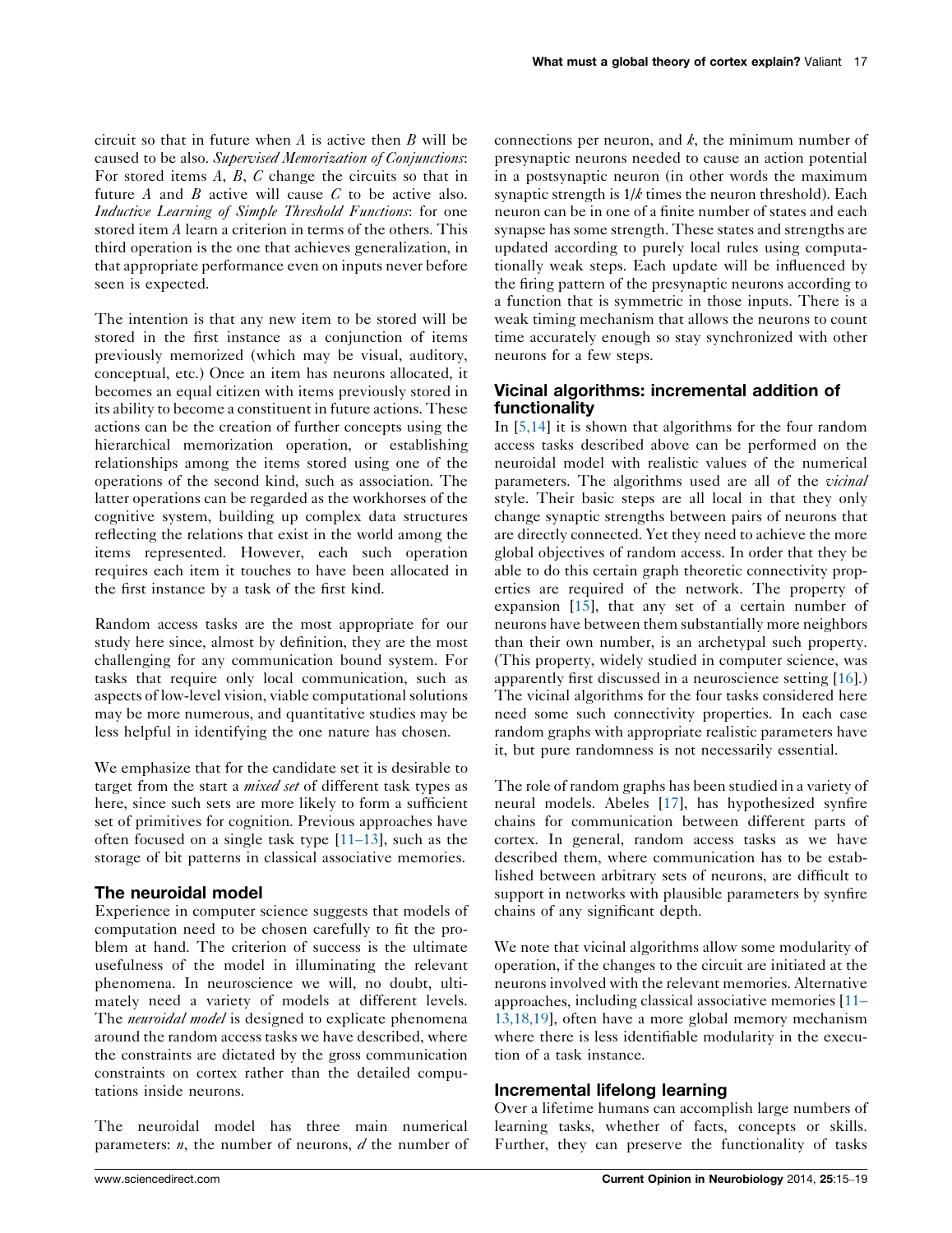circuit so that in future when $A$ is active then $B$ will be caused to be also. *Supervised Memorization of Conjunctions*: For stored items $A$, $B$, $C$ change the circuits so that in future $A$ and $B$ active will cause $C$ to be active also. *Inductive Learning of Simple Threshold Functions*: for one stored item $A$ learn a criterion in terms of the others. This third operation is the one that achieves generalization, in that appropriate performance even on inputs never before seen is expected.

The intention is that any new item to be stored will be stored in the first instance as a conjunction of items previously memorized (which may be visual, auditory, conceptual, etc.) Once an item has neurons allocated, it becomes an equal citizen with items previously stored in its ability to become a constituent in future actions. These actions can be the creation of further concepts using the hierarchical memorization operation, or establishing relationships among the items stored using one of the operations of the second kind, such as association. The latter operations can be regarded as the workhorses of the cognitive system, building up complex data structures reflecting the relations that exist in the world among the items represented. However, each such operation requires each item it touches to have been allocated in the first instance by a task of the first kind.

Random access tasks are the most appropriate for our study here since, almost by definition, they are the most challenging for any communication bound system. For tasks that require only local communication, such as aspects of low-level vision, viable computational solutions may be more numerous, and quantitative studies may be less helpful in identifying the one nature has chosen.

We emphasize that for the candidate set it is desirable to target from the start a *mixed set* of different task types as here, since such sets are more likely to form a sufficient set of primitives for cognition. Previous approaches have often focused on a single task type [11–13], such as the storage of bit patterns in classical associative memories.

## The neuroidal model

Experience in computer science suggests that models of computation need to be chosen carefully to fit the problem at hand. The criterion of success is the ultimate usefulness of the model in illuminating the relevant phenomena. In neuroscience we will, no doubt, ultimately need a variety of models at different levels. The *neuroidal model* is designed to explicate phenomena around the random access tasks we have described, where the constraints are dictated by the gross communication constraints on cortex rather than the detailed computations inside neurons.

The neuroidal model has three main numerical parameters: $n$, the number of neurons, $d$ the number of connections per neuron, and $k$, the minimum number of presynaptic neurons needed to cause an action potential in a postsynaptic neuron (in other words the maximum synaptic strength is $1/k$ times the neuron threshold). Each neuron can be in one of a finite number of states and each synapse has some strength. These states and strengths are updated according to purely local rules using computationally weak steps. Each update will be influenced by the firing pattern of the presynaptic neurons according to a function that is symmetric in those inputs. There is a weak timing mechanism that allows the neurons to count time accurately enough so stay synchronized with other neurons for a few steps.

## Vicinal algorithms: incremental addition of functionality

In [5,14] it is shown that algorithms for the four random access tasks described above can be performed on the neuroidal model with realistic values of the numerical parameters. The algorithms used are all of the *vicinal* style. Their basic steps are all local in that they only change synaptic strengths between pairs of neurons that are directly connected. Yet they need to achieve the more global objectives of random access. In order that they be able to do this certain graph theoretic connectivity properties are required of the network. The property of expansion [15], that any set of a certain number of neurons have between them substantially more neighbors than their own number, is an archetypal such property. (This property, widely studied in computer science, was apparently first discussed in a neuroscience setting [16].) The vicinal algorithms for the four tasks considered here need some such connectivity properties. In each case random graphs with appropriate realistic parameters have it, but pure randomness is not necessarily essential.

The role of random graphs has been studied in a variety of neural models. Abeles [17], has hypothesized synfire chains for communication between different parts of cortex. In general, random access tasks as we have described them, where communication has to be established between arbitrary sets of neurons, are difficult to support in networks with plausible parameters by synfire chains of any significant depth.

We note that vicinal algorithms allow some modularity of operation, if the changes to the circuit are initiated at the neurons involved with the relevant memories. Alternative approaches, including classical associative memories [11–13,18,19], often have a more global memory mechanism where there is less identifiable modularity in the execution of a task instance.

## Incremental lifelong learning

Over a lifetime humans can accomplish large numbers of learning tasks, whether of facts, concepts or skills. Further, they can preserve the functionality of tasks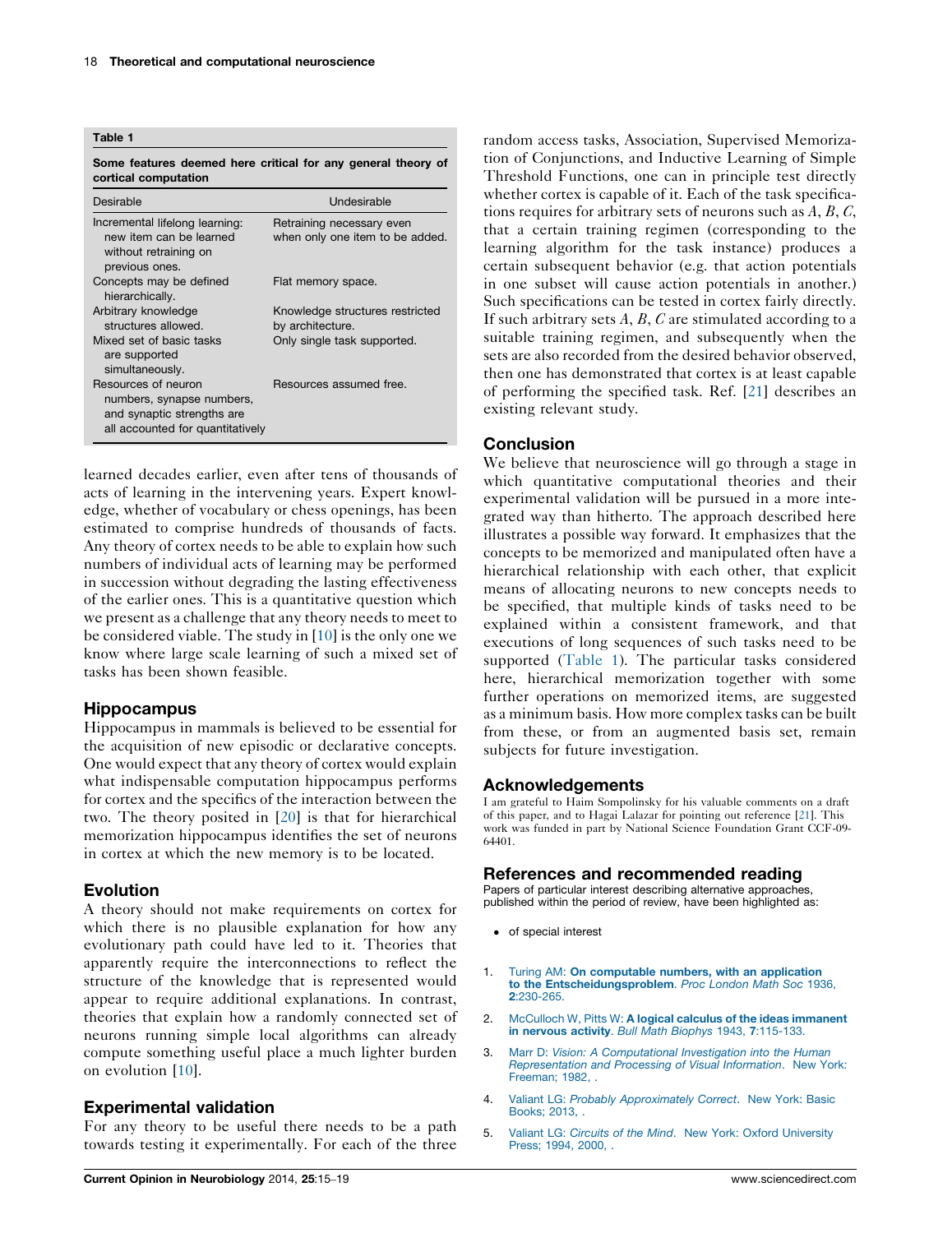**Table 1**

**Some features deemed here critical for any general theory of cortical computation**

| Desirable | Undesirable |
| --- | --- |
| Incremental lifelong learning: new item can be learned without retraining on previous ones. | Retraining necessary even when only one item to be added. |
| Concepts may be defined hierarchically. | Flat memory space. |
| Arbitrary knowledge structures allowed. | Knowledge structures restricted by architecture. |
| Mixed set of basic tasks are supported simultaneously. | Only single task supported. |
| Resources of neuron numbers, synapse numbers, and synaptic strengths are all accounted for quantitatively | Resources assumed free. |

learned decades earlier, even after tens of thousands of acts of learning in the intervening years. Expert knowledge, whether of vocabulary or chess openings, has been estimated to comprise hundreds of thousands of facts. Any theory of cortex needs to be able to explain how such numbers of individual acts of learning may be performed in succession without degrading the lasting effectiveness of the earlier ones. This is a quantitative question which we present as a challenge that any theory needs to meet to be considered viable. The study in [10] is the only one we know where large scale learning of such a mixed set of tasks has been shown feasible.

## Hippocampus

Hippocampus in mammals is believed to be essential for the acquisition of new episodic or declarative concepts. One would expect that any theory of cortex would explain what indispensable computation hippocampus performs for cortex and the specifics of the interaction between the two. The theory posited in [20] is that for hierarchical memorization hippocampus identifies the set of neurons in cortex at which the new memory is to be located.

## Evolution

A theory should not make requirements on cortex for which there is no plausible explanation for how any evolutionary path could have led to it. Theories that apparently require the interconnections to reflect the structure of the knowledge that is represented would appear to require additional explanations. In contrast, theories that explain how a randomly connected set of neurons running simple local algorithms can already compute something useful place a much lighter burden on evolution [10].

## Experimental validation

For any theory to be useful there needs to be a path towards testing it experimentally. For each of the three random access tasks, Association, Supervised Memorization of Conjunctions, and Inductive Learning of Simple Threshold Functions, one can in principle test directly whether cortex is capable of it. Each of the task specifications requires for arbitrary sets of neurons such as $A$, $B$, $C$, that a certain training regimen (corresponding to the learning algorithm for the task instance) produces a certain subsequent behavior (e.g. that action potentials in one subset will cause action potentials in another.) Such specifications can be tested in cortex fairly directly. If such arbitrary sets $A$, $B$, $C$ are stimulated according to a suitable training regimen, and subsequently when the sets are also recorded from the desired behavior observed, then one has demonstrated that cortex is at least capable of performing the specified task. Ref. [21] describes an existing relevant study.

## Conclusion

We believe that neuroscience will go through a stage in which quantitative computational theories and their experimental validation will be pursued in a more integrated way than hitherto. The approach described here illustrates a possible way forward. It emphasizes that the concepts to be memorized and manipulated often have a hierarchical relationship with each other, that explicit means of allocating neurons to new concepts needs to be specified, that multiple kinds of tasks need to be explained within a consistent framework, and that executions of long sequences of such tasks need to be supported (Table 1). The particular tasks considered here, hierarchical memorization together with some further operations on memorized items, are suggested as a minimum basis. How more complex tasks can be built from these, or from an augmented basis set, remain subjects for future investigation.

## Acknowledgements

I am grateful to Haim Sompolinsky for his valuable comments on a draft of this paper, and to Hagai Lalazar for pointing out reference [21]. This work was funded in part by National Science Foundation Grant CCF-09-64401.

## References and recommended reading

Papers of particular interest describing alternative approaches, published within the period of review, have been highlighted as:

- of special interest

1. Turing AM: **On computable numbers, with an application to the Entscheidungsproblem**. *Proc London Math Soc* 1936, **2**:230-265.
2. McCulloch W, Pitts W: **A logical calculus of the ideas immanent in nervous activity**. *Bull Math Biophys* 1943, **7**:115-133.
3. Marr D: *Vision: A Computational Investigation into the Human Representation and Processing of Visual Information*. New York: Freeman; 1982, .
4. Valiant LG: *Probably Approximately Correct*. New York: Basic Books; 2013, .
5. Valiant LG: *Circuits of the Mind*. New York: Oxford University Press; 1994, 2000, .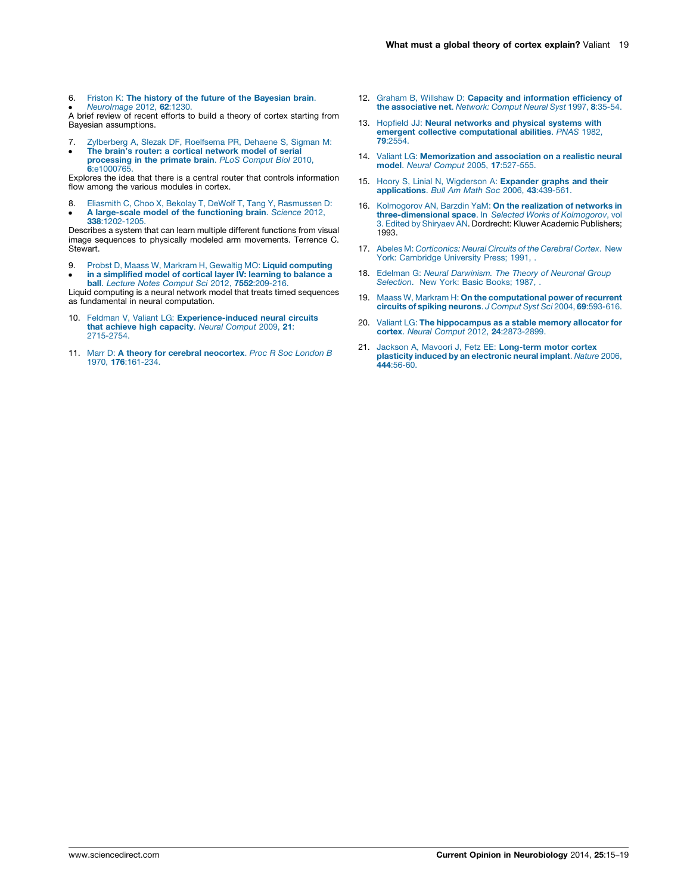6. Friston K: **The history of the future of the Bayesian brain**. • *NeuroImage* 2012, **62**:1230.
A brief review of recent efforts to build a theory of cortex starting from Bayesian assumptions.

7. Zylberberg A, Slezak DF, Roelfsema PR, Dehaene S, Sigman M: • **The brain's router: a cortical network model of serial processing in the primate brain**. *PLoS Comput Biol* 2010, **6**:e1000765.
Explores the idea that there is a central router that controls information flow among the various modules in cortex.

8. Eliasmith C, Choo X, Bekolay T, DeWolf T, Tang Y, Rasmussen D: • **A large-scale model of the functioning brain**. *Science* 2012, **338**:1202-1205.
Describes a system that can learn multiple different functions from visual image sequences to physically modeled arm movements. Terrence C. Stewart.

9. Probst D, Maass W, Markram H, Gewaltig MO: **Liquid computing** • **in a simplified model of cortical layer IV: learning to balance a ball**. *Lecture Notes Comput Sci* 2012, **7552**:209-216.
Liquid computing is a neural network model that treats timed sequences as fundamental in neural computation.

10. Feldman V, Valiant LG: **Experience-induced neural circuits that achieve high capacity**. *Neural Comput* 2009, **21**: 2715-2754.

11. Marr D: **A theory for cerebral neocortex**. *Proc R Soc London B* 1970, **176**:161-234.

12. Graham B, Willshaw D: **Capacity and information efficiency of the associative net**. *Network: Comput Neural Syst* 1997, **8**:35-54.

13. Hopfield JJ: **Neural networks and physical systems with emergent collective computational abilities**. *PNAS* 1982, **79**:2554.

14. Valiant LG: **Memorization and association on a realistic neural model**. *Neural Comput* 2005, **17**:527-555.

15. Hoory S, Linial N, Wigderson A: **Expander graphs and their applications**. *Bull Am Math Soc* 2006, **43**:439-561.

16. Kolmogorov AN, Barzdin YaM: **On the realization of networks in three-dimensional space**. In *Selected Works of Kolmogorov*, vol 3. Edited by Shiryaev AN. Dordrecht: Kluwer Academic Publishers; 1993.

17. Abeles M: *Corticonics: Neural Circuits of the Cerebral Cortex*. New York: Cambridge University Press; 1991, .

18. Edelman G: *Neural Darwinism. The Theory of Neuronal Group Selection*. New York: Basic Books; 1987, .

19. Maass W, Markram H: **On the computational power of recurrent circuits of spiking neurons**. *J Comput Syst Sci* 2004, **69**:593-616.

20. Valiant LG: **The hippocampus as a stable memory allocator for cortex**. *Neural Comput* 2012, **24**:2873-2899.

21. Jackson A, Mavoori J, Fetz EE: **Long-term motor cortex plasticity induced by an electronic neural implant**. *Nature* 2006, **444**:56-60.